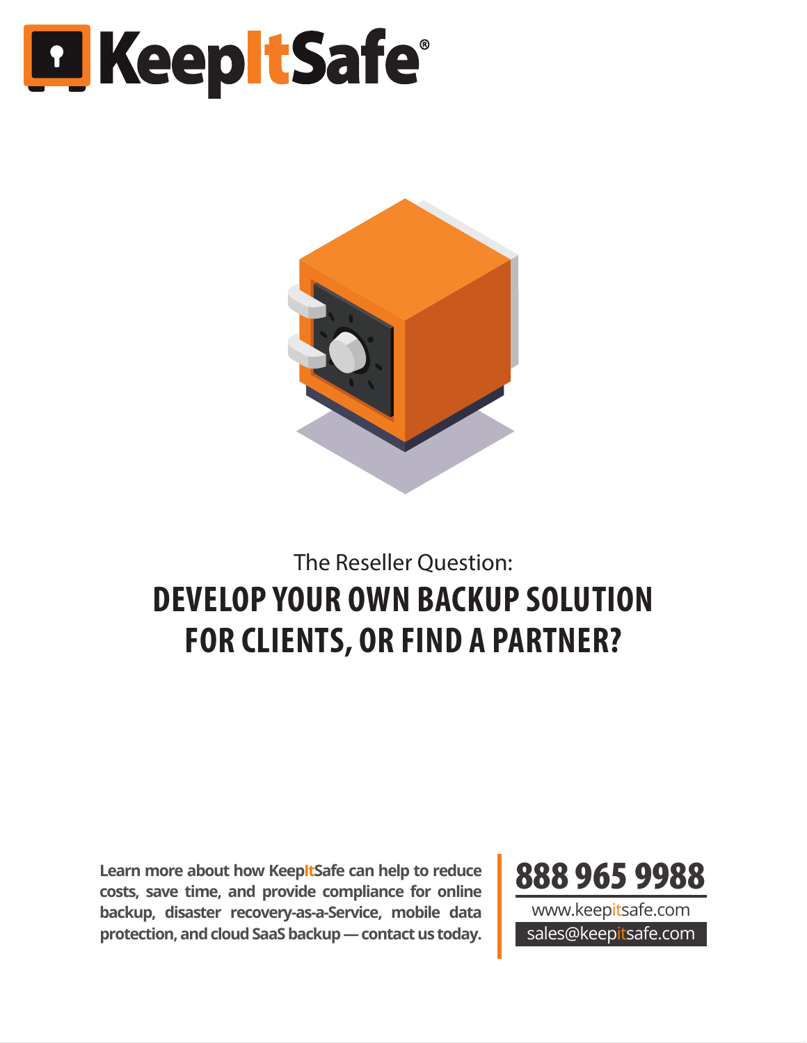KeepItSafe®

The Reseller Question:

# DEVELOP YOUR OWN BACKUP SOLUTION FOR CLIENTS, OR FIND A PARTNER?

**Learn more about how KeepItSafe can help to reduce costs, save time, and provide compliance for online backup, disaster recovery-as-a-Service, mobile data protection, and cloud SaaS backup — contact us today.**

**888 965 9988**

www.keepitsafe.com

sales@keepitsafe.com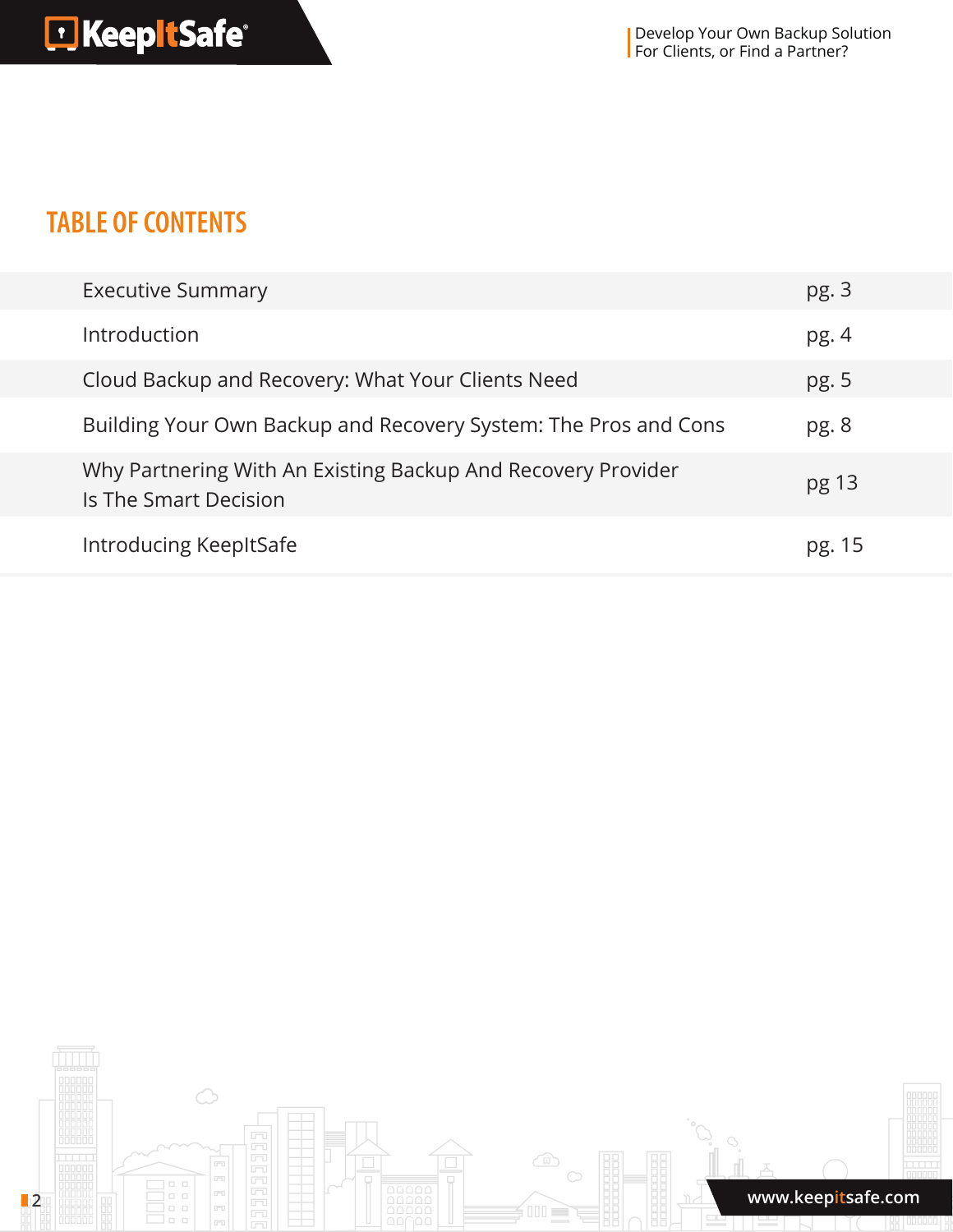## TABLE OF CONTENTS

| | |
|---|---|
| Executive Summary | pg. 3 |
| Introduction | pg. 4 |
| Cloud Backup and Recovery: What Your Clients Need | pg. 5 |
| Building Your Own Backup and Recovery System: The Pros and Cons | pg. 8 |
| Why Partnering With An Existing Backup And Recovery Provider Is The Smart Decision | pg 13 |
| Introducing KeepItSafe | pg. 15 |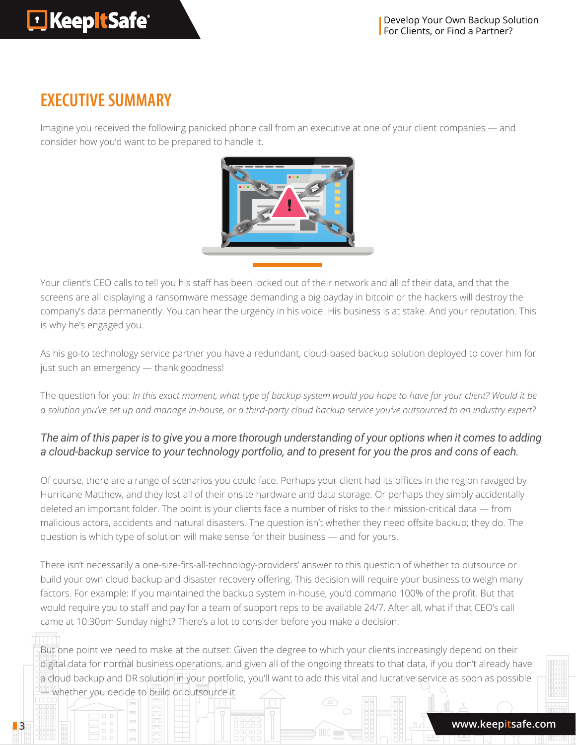# EXECUTIVE SUMMARY

Imagine you received the following panicked phone call from an executive at one of your client companies — and consider how you'd want to be prepared to handle it.

Your client's CEO calls to tell you his staff has been locked out of their network and all of their data, and that the screens are all displaying a ransomware message demanding a big payday in bitcoin or the hackers will destroy the company's data permanently. You can hear the urgency in his voice. His business is at stake. And your reputation. This is why he's engaged you.

As his go-to technology service partner you have a redundant, cloud-based backup solution deployed to cover him for just such an emergency — thank goodness!

The question for you: *In this exact moment, what type of backup system would you hope to have for your client? Would it be a solution you've set up and manage in-house, or a third-party cloud backup service you've outsourced to an industry expert?*

*The aim of this paper is to give you a more thorough understanding of your options when it comes to adding a cloud-backup service to your technology portfolio, and to present for you the pros and cons of each.*

Of course, there are a range of scenarios you could face. Perhaps your client had its offices in the region ravaged by Hurricane Matthew, and they lost all of their onsite hardware and data storage. Or perhaps they simply accidentally deleted an important folder. The point is your clients face a number of risks to their mission-critical data — from malicious actors, accidents and natural disasters. The question isn't whether they need offsite backup; they do. The question is which type of solution will make sense for their business — and for yours.

There isn't necessarily a one-size-fits-all-technology-providers' answer to this question of whether to outsource or build your own cloud backup and disaster recovery offering. This decision will require your business to weigh many factors. For example: If you maintained the backup system in-house, you'd command 100% of the profit. But that would require you to staff and pay for a team of support reps to be available 24/7. After all, what if that CEO's call came at 10:30pm Sunday night? There's a lot to consider before you make a decision.

But one point we need to make at the outset: Given the degree to which your clients increasingly depend on their digital data for normal business operations, and given all of the ongoing threats to that data, if you don't already have a cloud backup and DR solution in your portfolio, you'll want to add this vital and lucrative service as soon as possible — whether you decide to build or outsource it.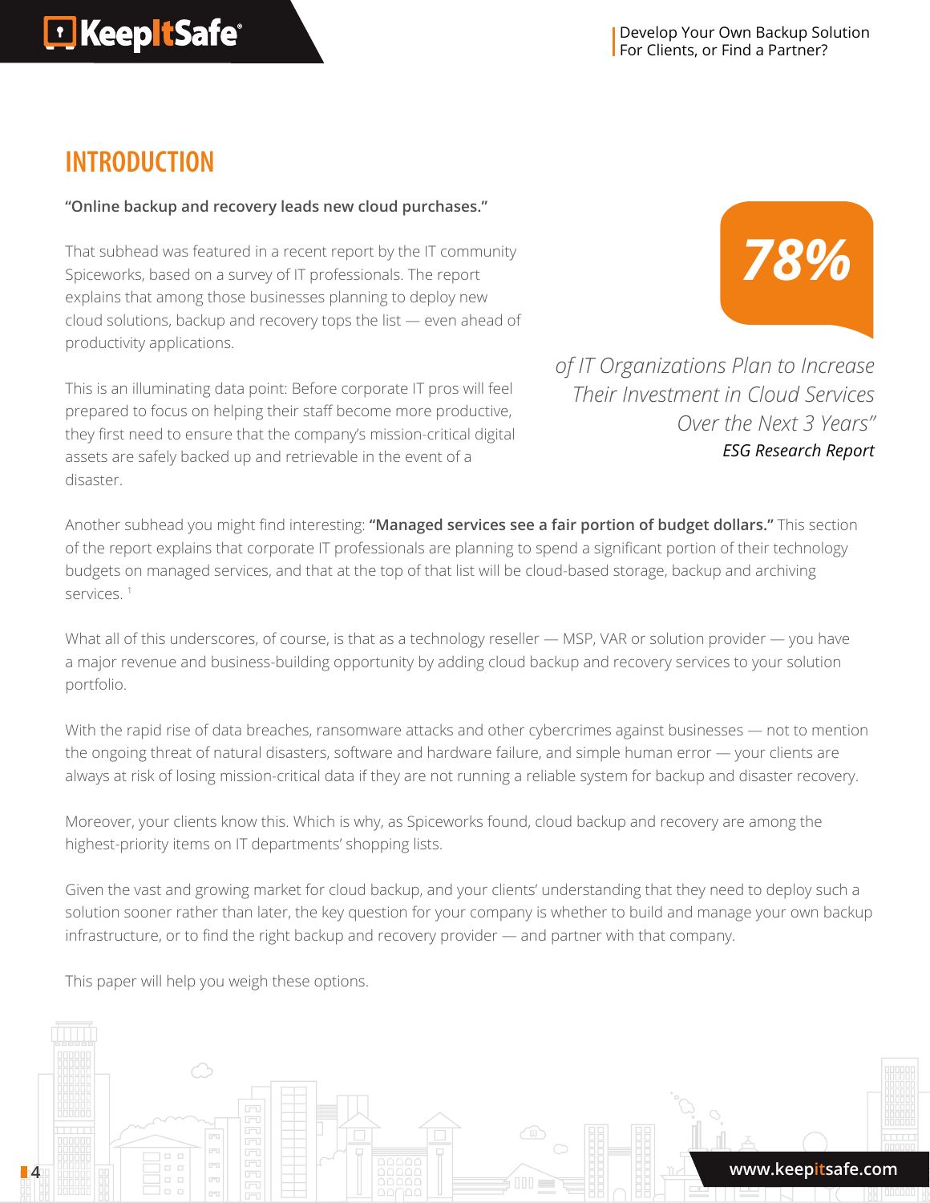# INTRODUCTION

**"Online backup and recovery leads new cloud purchases."**

That subhead was featured in a recent report by the IT community Spiceworks, based on a survey of IT professionals. The report explains that among those businesses planning to deploy new cloud solutions, backup and recovery tops the list — even ahead of productivity applications.

This is an illuminating data point: Before corporate IT pros will feel prepared to focus on helping their staff become more productive, they first need to ensure that the company's mission-critical digital assets are safely backed up and retrievable in the event of a disaster.

> **78%**
>
> *of IT Organizations Plan to Increase Their Investment in Cloud Services Over the Next 3 Years"*
>
> *ESG Research Report*

Another subhead you might find interesting: **"Managed services see a fair portion of budget dollars."** This section of the report explains that corporate IT professionals are planning to spend a significant portion of their technology budgets on managed services, and that at the top of that list will be cloud-based storage, backup and archiving services. [1]

What all of this underscores, of course, is that as a technology reseller — MSP, VAR or solution provider — you have a major revenue and business-building opportunity by adding cloud backup and recovery services to your solution portfolio.

With the rapid rise of data breaches, ransomware attacks and other cybercrimes against businesses — not to mention the ongoing threat of natural disasters, software and hardware failure, and simple human error — your clients are always at risk of losing mission-critical data if they are not running a reliable system for backup and disaster recovery.

Moreover, your clients know this. Which is why, as Spiceworks found, cloud backup and recovery are among the highest-priority items on IT departments' shopping lists.

Given the vast and growing market for cloud backup, and your clients' understanding that they need to deploy such a solution sooner rather than later, the key question for your company is whether to build and manage your own backup infrastructure, or to find the right backup and recovery provider — and partner with that company.

This paper will help you weigh these options.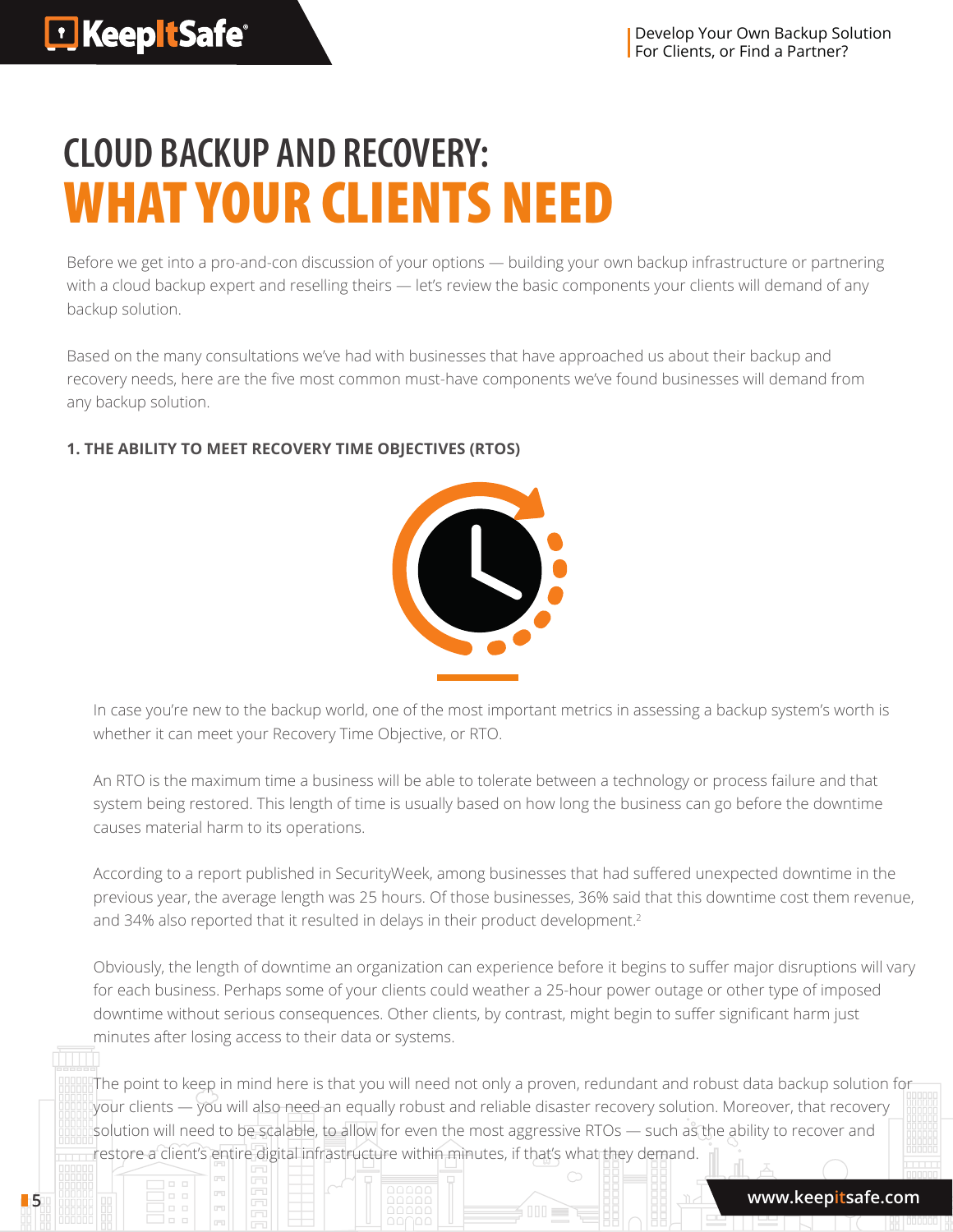# CLOUD BACKUP AND RECOVERY: WHAT YOUR CLIENTS NEED

Before we get into a pro-and-con discussion of your options — building your own backup infrastructure or partnering with a cloud backup expert and reselling theirs — let's review the basic components your clients will demand of any backup solution.

Based on the many consultations we've had with businesses that have approached us about their backup and recovery needs, here are the five most common must-have components we've found businesses will demand from any backup solution.

### 1. THE ABILITY TO MEET RECOVERY TIME OBJECTIVES (RTOS)

In case you're new to the backup world, one of the most important metrics in assessing a backup system's worth is whether it can meet your Recovery Time Objective, or RTO.

An RTO is the maximum time a business will be able to tolerate between a technology or process failure and that system being restored. This length of time is usually based on how long the business can go before the downtime causes material harm to its operations.

According to a report published in SecurityWeek, among businesses that had suffered unexpected downtime in the previous year, the average length was 25 hours. Of those businesses, 36% said that this downtime cost them revenue, and 34% also reported that it resulted in delays in their product development.[2]

Obviously, the length of downtime an organization can experience before it begins to suffer major disruptions will vary for each business. Perhaps some of your clients could weather a 25-hour power outage or other type of imposed downtime without serious consequences. Other clients, by contrast, might begin to suffer significant harm just minutes after losing access to their data or systems.

The point to keep in mind here is that you will need not only a proven, redundant and robust data backup solution for your clients — you will also need an equally robust and reliable disaster recovery solution. Moreover, that recovery solution will need to be scalable, to allow for even the most aggressive RTOs — such as the ability to recover and restore a client's entire digital infrastructure within minutes, if that's what they demand.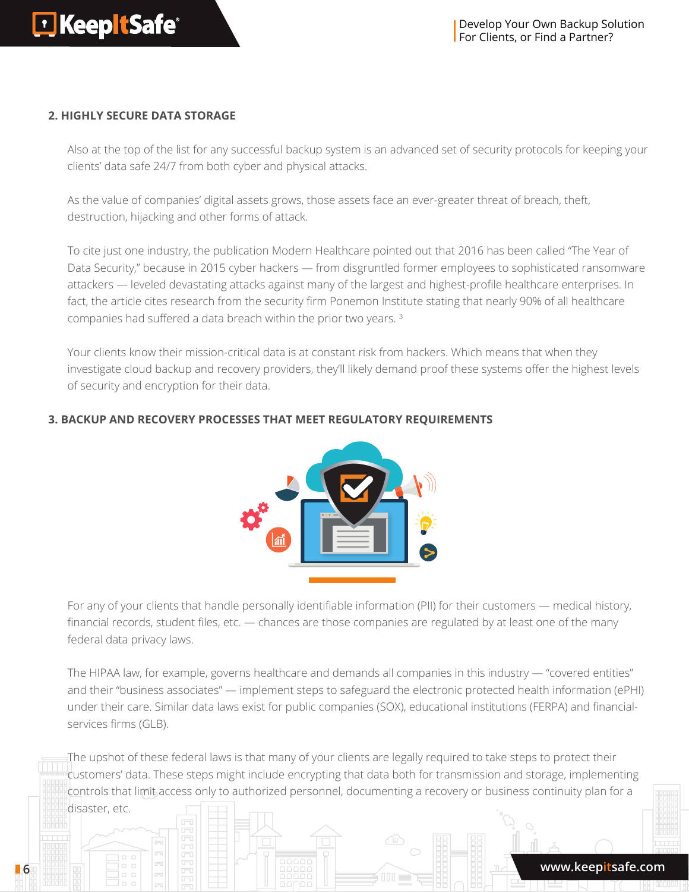## 2. HIGHLY SECURE DATA STORAGE

Also at the top of the list for any successful backup system is an advanced set of security protocols for keeping your clients' data safe 24/7 from both cyber and physical attacks.

As the value of companies' digital assets grows, those assets face an ever-greater threat of breach, theft, destruction, hijacking and other forms of attack.

To cite just one industry, the publication Modern Healthcare pointed out that 2016 has been called "The Year of Data Security," because in 2015 cyber hackers — from disgruntled former employees to sophisticated ransomware attackers — leveled devastating attacks against many of the largest and highest-profile healthcare enterprises. In fact, the article cites research from the security firm Ponemon Institute stating that nearly 90% of all healthcare companies had suffered a data breach within the prior two years. [3]

Your clients know their mission-critical data is at constant risk from hackers. Which means that when they investigate cloud backup and recovery providers, they'll likely demand proof these systems offer the highest levels of security and encryption for their data.

## 3. BACKUP AND RECOVERY PROCESSES THAT MEET REGULATORY REQUIREMENTS

For any of your clients that handle personally identifiable information (PII) for their customers — medical history, financial records, student files, etc. — chances are those companies are regulated by at least one of the many federal data privacy laws.

The HIPAA law, for example, governs healthcare and demands all companies in this industry — "covered entities" and their "business associates" — implement steps to safeguard the electronic protected health information (ePHI) under their care. Similar data laws exist for public companies (SOX), educational institutions (FERPA) and financial-services firms (GLB).

The upshot of these federal laws is that many of your clients are legally required to take steps to protect their customers' data. These steps might include encrypting that data both for transmission and storage, implementing controls that limit access only to authorized personnel, documenting a recovery or business continuity plan for a disaster, etc.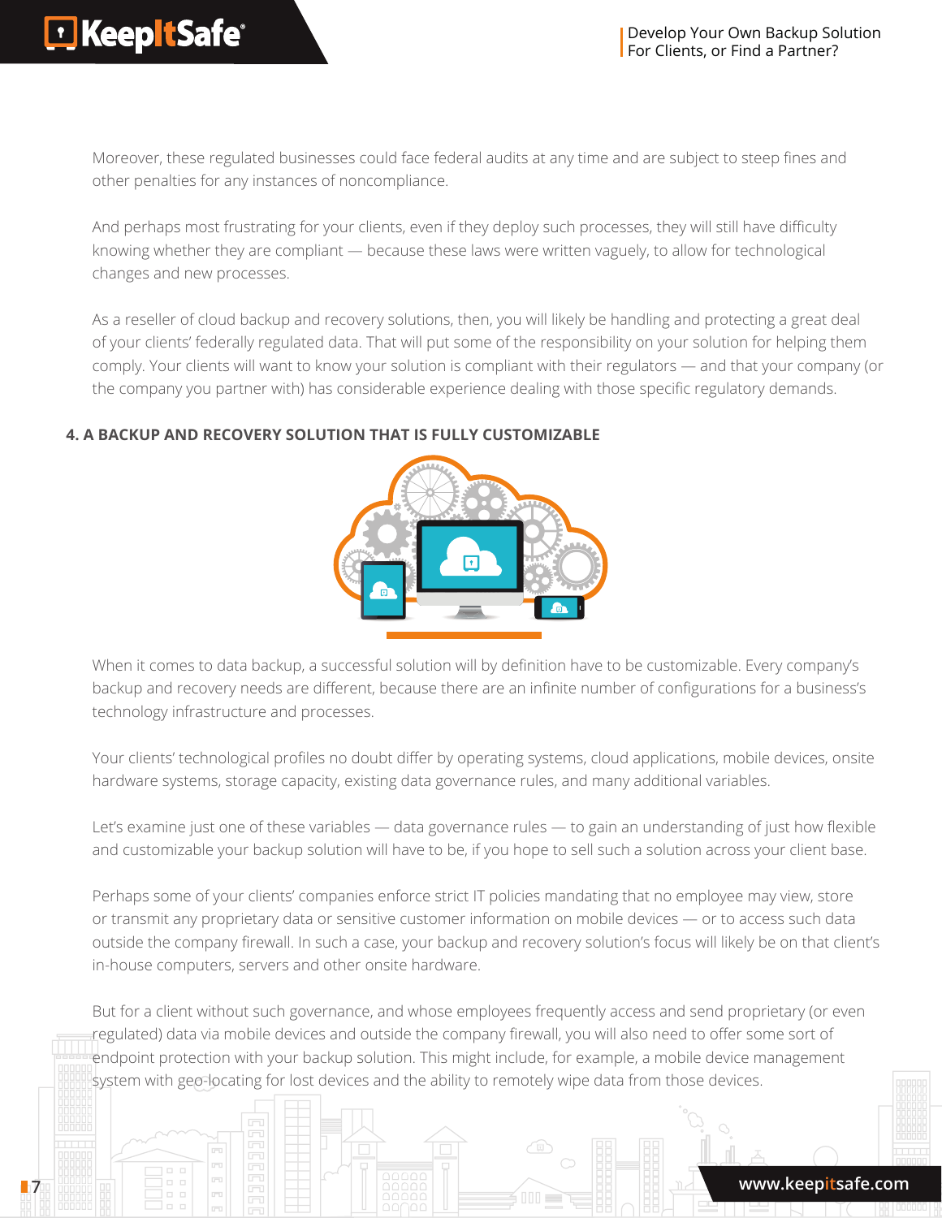Moreover, these regulated businesses could face federal audits at any time and are subject to steep fines and other penalties for any instances of noncompliance.

And perhaps most frustrating for your clients, even if they deploy such processes, they will still have difficulty knowing whether they are compliant — because these laws were written vaguely, to allow for technological changes and new processes.

As a reseller of cloud backup and recovery solutions, then, you will likely be handling and protecting a great deal of your clients' federally regulated data. That will put some of the responsibility on your solution for helping them comply. Your clients will want to know your solution is compliant with their regulators — and that your company (or the company you partner with) has considerable experience dealing with those specific regulatory demands.

### 4. A BACKUP AND RECOVERY SOLUTION THAT IS FULLY CUSTOMIZABLE

When it comes to data backup, a successful solution will by definition have to be customizable. Every company's backup and recovery needs are different, because there are an infinite number of configurations for a business's technology infrastructure and processes.

Your clients' technological profiles no doubt differ by operating systems, cloud applications, mobile devices, onsite hardware systems, storage capacity, existing data governance rules, and many additional variables.

Let's examine just one of these variables — data governance rules — to gain an understanding of just how flexible and customizable your backup solution will have to be, if you hope to sell such a solution across your client base.

Perhaps some of your clients' companies enforce strict IT policies mandating that no employee may view, store or transmit any proprietary data or sensitive customer information on mobile devices — or to access such data outside the company firewall. In such a case, your backup and recovery solution's focus will likely be on that client's in-house computers, servers and other onsite hardware.

But for a client without such governance, and whose employees frequently access and send proprietary (or even regulated) data via mobile devices and outside the company firewall, you will also need to offer some sort of endpoint protection with your backup solution. This might include, for example, a mobile device management system with geo-locating for lost devices and the ability to remotely wipe data from those devices.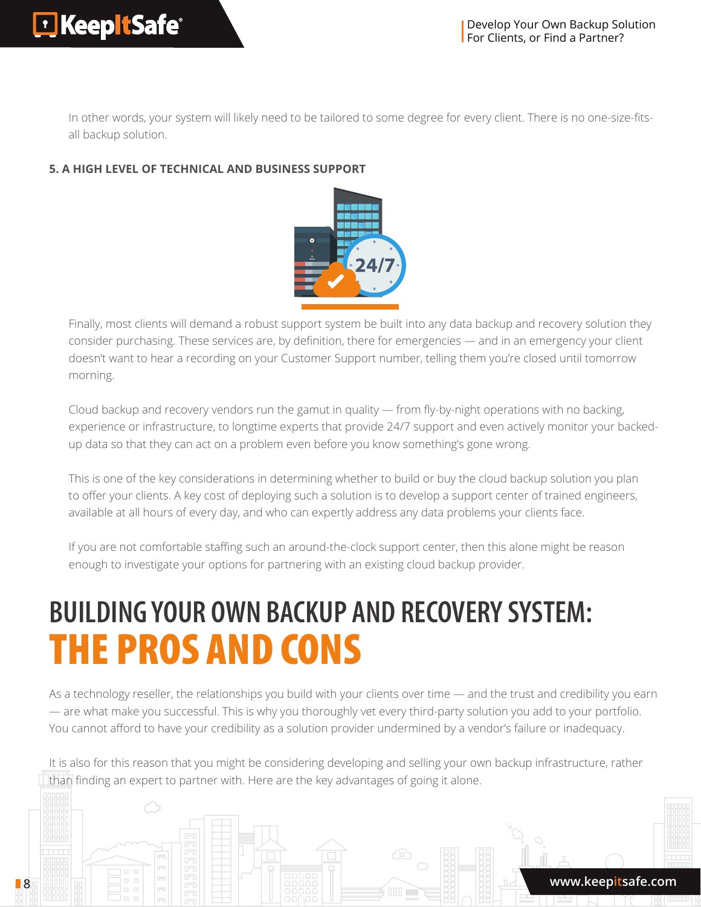In other words, your system will likely need to be tailored to some degree for every client. There is no one-size-fits-all backup solution.

### 5. A HIGH LEVEL OF TECHNICAL AND BUSINESS SUPPORT

Finally, most clients will demand a robust support system be built into any data backup and recovery solution they consider purchasing. These services are, by definition, there for emergencies — and in an emergency your client doesn't want to hear a recording on your Customer Support number, telling them you're closed until tomorrow morning.

Cloud backup and recovery vendors run the gamut in quality — from fly-by-night operations with no backing, experience or infrastructure, to longtime experts that provide 24/7 support and even actively monitor your backed-up data so that they can act on a problem even before you know something's gone wrong.

This is one of the key considerations in determining whether to build or buy the cloud backup solution you plan to offer your clients. A key cost of deploying such a solution is to develop a support center of trained engineers, available at all hours of every day, and who can expertly address any data problems your clients face.

If you are not comfortable staffing such an around-the-clock support center, then this alone might be reason enough to investigate your options for partnering with an existing cloud backup provider.

# BUILDING YOUR OWN BACKUP AND RECOVERY SYSTEM: THE PROS AND CONS

As a technology reseller, the relationships you build with your clients over time — and the trust and credibility you earn — are what make you successful. This is why you thoroughly vet every third-party solution you add to your portfolio. You cannot afford to have your credibility as a solution provider undermined by a vendor's failure or inadequacy.

It is also for this reason that you might be considering developing and selling your own backup infrastructure, rather than finding an expert to partner with. Here are the key advantages of going it alone.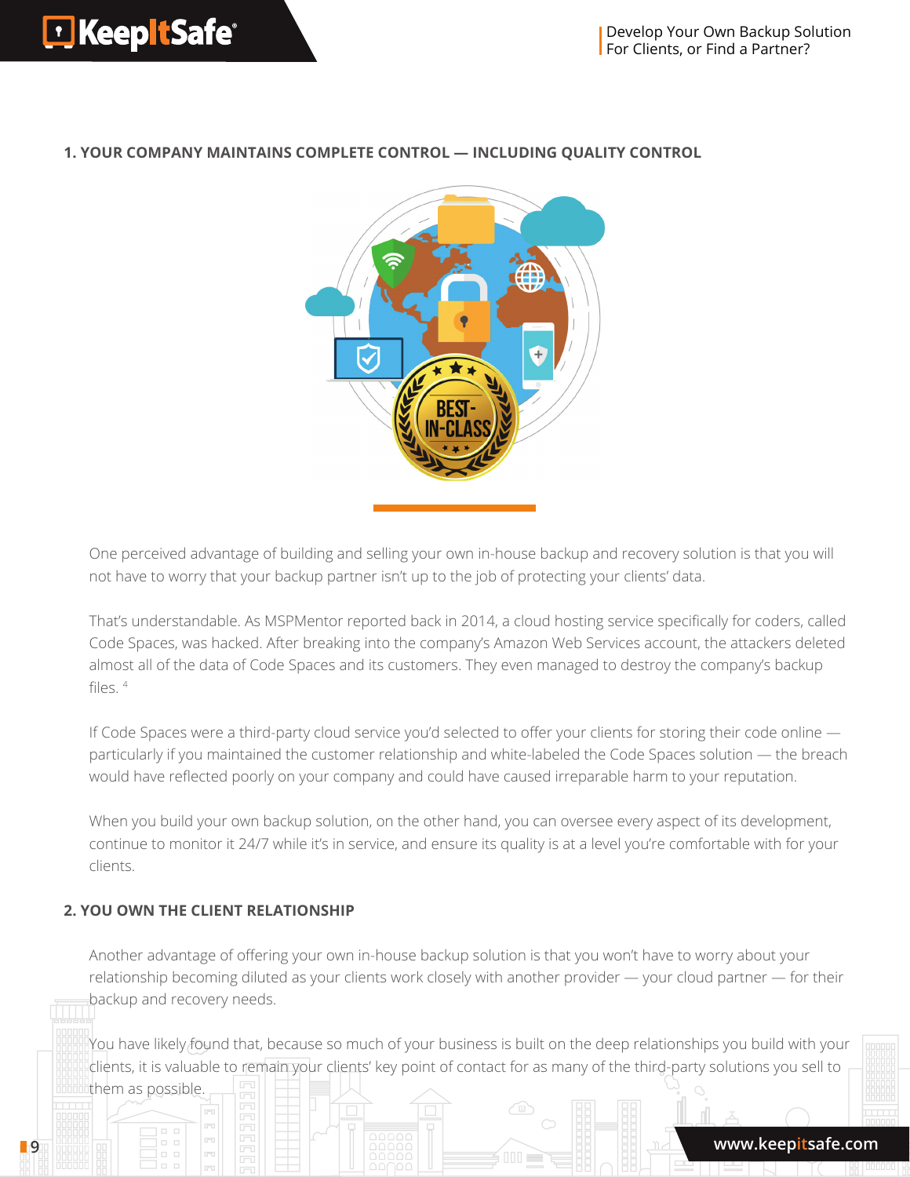## 1. YOUR COMPANY MAINTAINS COMPLETE CONTROL — INCLUDING QUALITY CONTROL

One perceived advantage of building and selling your own in-house backup and recovery solution is that you will not have to worry that your backup partner isn't up to the job of protecting your clients' data.

That's understandable. As MSPMentor reported back in 2014, a cloud hosting service specifically for coders, called Code Spaces, was hacked. After breaking into the company's Amazon Web Services account, the attackers deleted almost all of the data of Code Spaces and its customers. They even managed to destroy the company's backup files. [4]

If Code Spaces were a third-party cloud service you'd selected to offer your clients for storing their code online — particularly if you maintained the customer relationship and white-labeled the Code Spaces solution — the breach would have reflected poorly on your company and could have caused irreparable harm to your reputation.

When you build your own backup solution, on the other hand, you can oversee every aspect of its development, continue to monitor it 24/7 while it's in service, and ensure its quality is at a level you're comfortable with for your clients.

## 2. YOU OWN THE CLIENT RELATIONSHIP

Another advantage of offering your own in-house backup solution is that you won't have to worry about your relationship becoming diluted as your clients work closely with another provider — your cloud partner — for their backup and recovery needs.

You have likely found that, because so much of your business is built on the deep relationships you build with your clients, it is valuable to remain your clients' key point of contact for as many of the third-party solutions you sell to them as possible.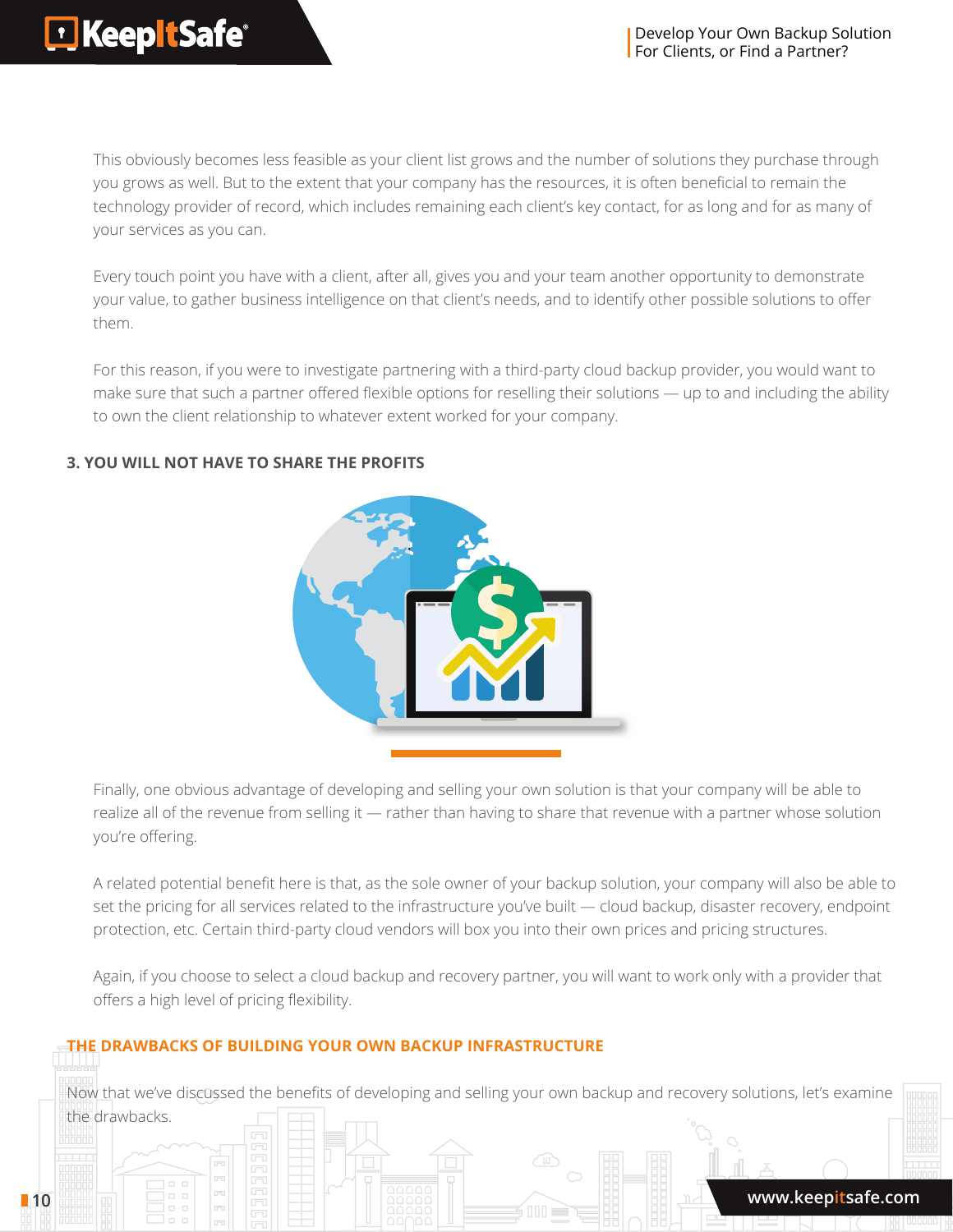This obviously becomes less feasible as your client list grows and the number of solutions they purchase through you grows as well. But to the extent that your company has the resources, it is often beneficial to remain the technology provider of record, which includes remaining each client's key contact, for as long and for as many of your services as you can.

Every touch point you have with a client, after all, gives you and your team another opportunity to demonstrate your value, to gather business intelligence on that client's needs, and to identify other possible solutions to offer them.

For this reason, if you were to investigate partnering with a third-party cloud backup provider, you would want to make sure that such a partner offered flexible options for reselling their solutions — up to and including the ability to own the client relationship to whatever extent worked for your company.

### 3. YOU WILL NOT HAVE TO SHARE THE PROFITS

Finally, one obvious advantage of developing and selling your own solution is that your company will be able to realize all of the revenue from selling it — rather than having to share that revenue with a partner whose solution you're offering.

A related potential benefit here is that, as the sole owner of your backup solution, your company will also be able to set the pricing for all services related to the infrastructure you've built — cloud backup, disaster recovery, endpoint protection, etc. Certain third-party cloud vendors will box you into their own prices and pricing structures.

Again, if you choose to select a cloud backup and recovery partner, you will want to work only with a provider that offers a high level of pricing flexibility.

## THE DRAWBACKS OF BUILDING YOUR OWN BACKUP INFRASTRUCTURE

Now that we've discussed the benefits of developing and selling your own backup and recovery solutions, let's examine the drawbacks.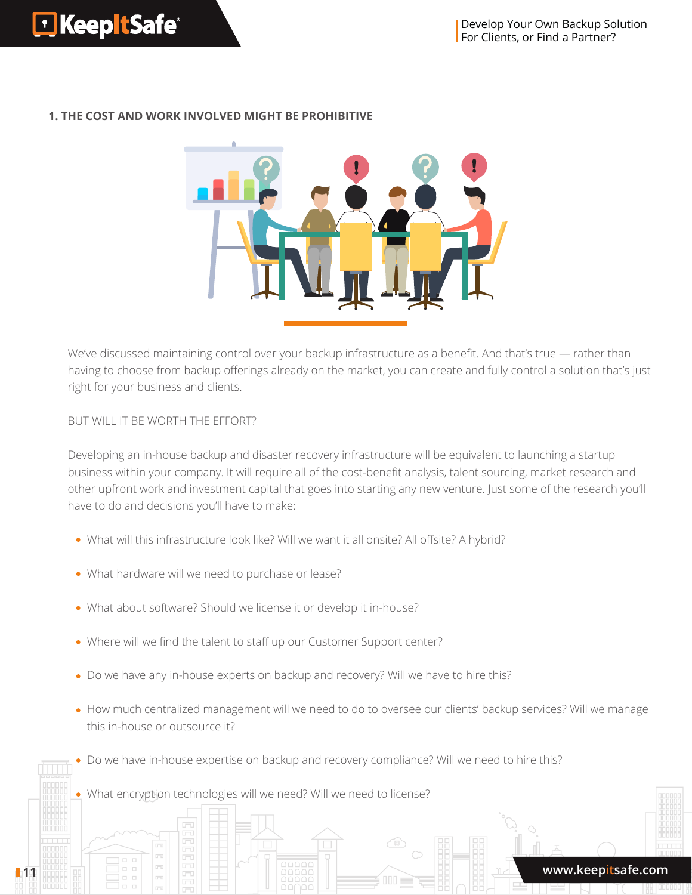## 1. THE COST AND WORK INVOLVED MIGHT BE PROHIBITIVE

We've discussed maintaining control over your backup infrastructure as a benefit. And that's true — rather than having to choose from backup offerings already on the market, you can create and fully control a solution that's just right for your business and clients.

BUT WILL IT BE WORTH THE EFFORT?

Developing an in-house backup and disaster recovery infrastructure will be equivalent to launching a startup business within your company. It will require all of the cost-benefit analysis, talent sourcing, market research and other upfront work and investment capital that goes into starting any new venture. Just some of the research you'll have to do and decisions you'll have to make:

- What will this infrastructure look like? Will we want it all onsite? All offsite? A hybrid?
- What hardware will we need to purchase or lease?
- What about software? Should we license it or develop it in-house?
- Where will we find the talent to staff up our Customer Support center?
- Do we have any in-house experts on backup and recovery? Will we have to hire this?
- How much centralized management will we need to do to oversee our clients' backup services? Will we manage this in-house or outsource it?
- Do we have in-house expertise on backup and recovery compliance? Will we need to hire this?
- What encryption technologies will we need? Will we need to license?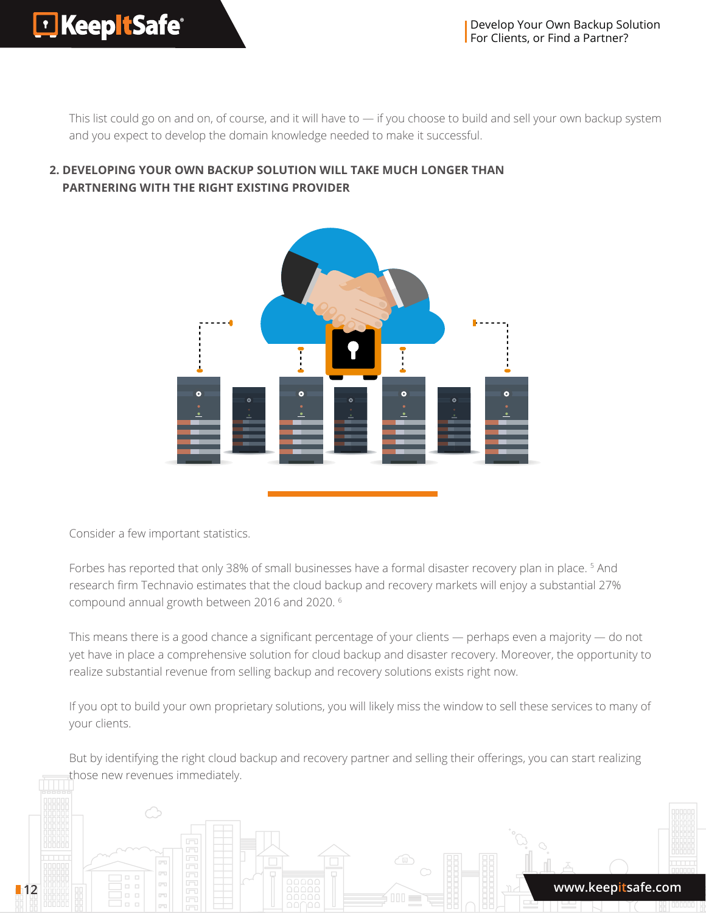This list could go on and on, of course, and it will have to — if you choose to build and sell your own backup system and you expect to develop the domain knowledge needed to make it successful.

## 2. DEVELOPING YOUR OWN BACKUP SOLUTION WILL TAKE MUCH LONGER THAN PARTNERING WITH THE RIGHT EXISTING PROVIDER

Consider a few important statistics.

Forbes has reported that only 38% of small businesses have a formal disaster recovery plan in place. [5] And research firm Technavio estimates that the cloud backup and recovery markets will enjoy a substantial 27% compound annual growth between 2016 and 2020. [6]

This means there is a good chance a significant percentage of your clients — perhaps even a majority — do not yet have in place a comprehensive solution for cloud backup and disaster recovery. Moreover, the opportunity to realize substantial revenue from selling backup and recovery solutions exists right now.

If you opt to build your own proprietary solutions, you will likely miss the window to sell these services to many of your clients.

But by identifying the right cloud backup and recovery partner and selling their offerings, you can start realizing those new revenues immediately.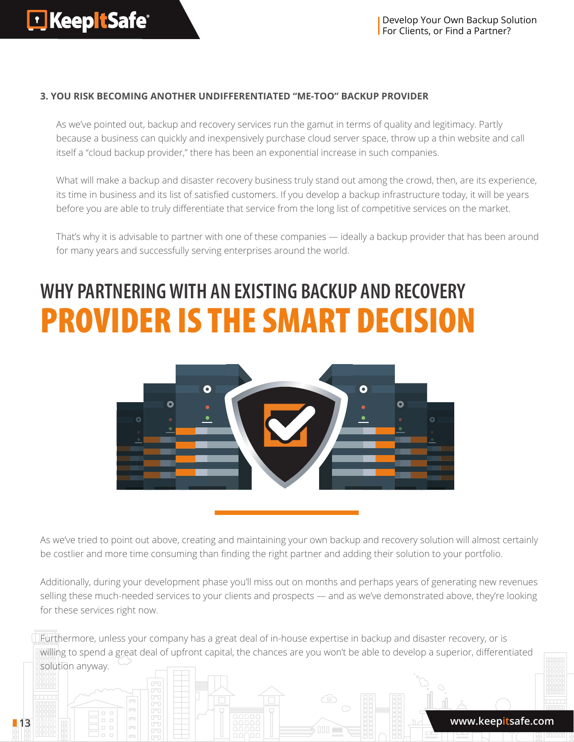### 3. YOU RISK BECOMING ANOTHER UNDIFFERENTIATED "ME-TOO" BACKUP PROVIDER

As we've pointed out, backup and recovery services run the gamut in terms of quality and legitimacy. Partly because a business can quickly and inexpensively purchase cloud server space, throw up a thin website and call itself a "cloud backup provider," there has been an exponential increase in such companies.

What will make a backup and disaster recovery business truly stand out among the crowd, then, are its experience, its time in business and its list of satisfied customers. If you develop a backup infrastructure today, it will be years before you are able to truly differentiate that service from the long list of competitive services on the market.

That's why it is advisable to partner with one of these companies — ideally a backup provider that has been around for many years and successfully serving enterprises around the world.

## WHY PARTNERING WITH AN EXISTING BACKUP AND RECOVERY PROVIDER IS THE SMART DECISION

As we've tried to point out above, creating and maintaining your own backup and recovery solution will almost certainly be costlier and more time consuming than finding the right partner and adding their solution to your portfolio.

Additionally, during your development phase you'll miss out on months and perhaps years of generating new revenues selling these much-needed services to your clients and prospects — and as we've demonstrated above, they're looking for these services right now.

Furthermore, unless your company has a great deal of in-house expertise in backup and disaster recovery, or is willing to spend a great deal of upfront capital, the chances are you won't be able to develop a superior, differentiated solution anyway.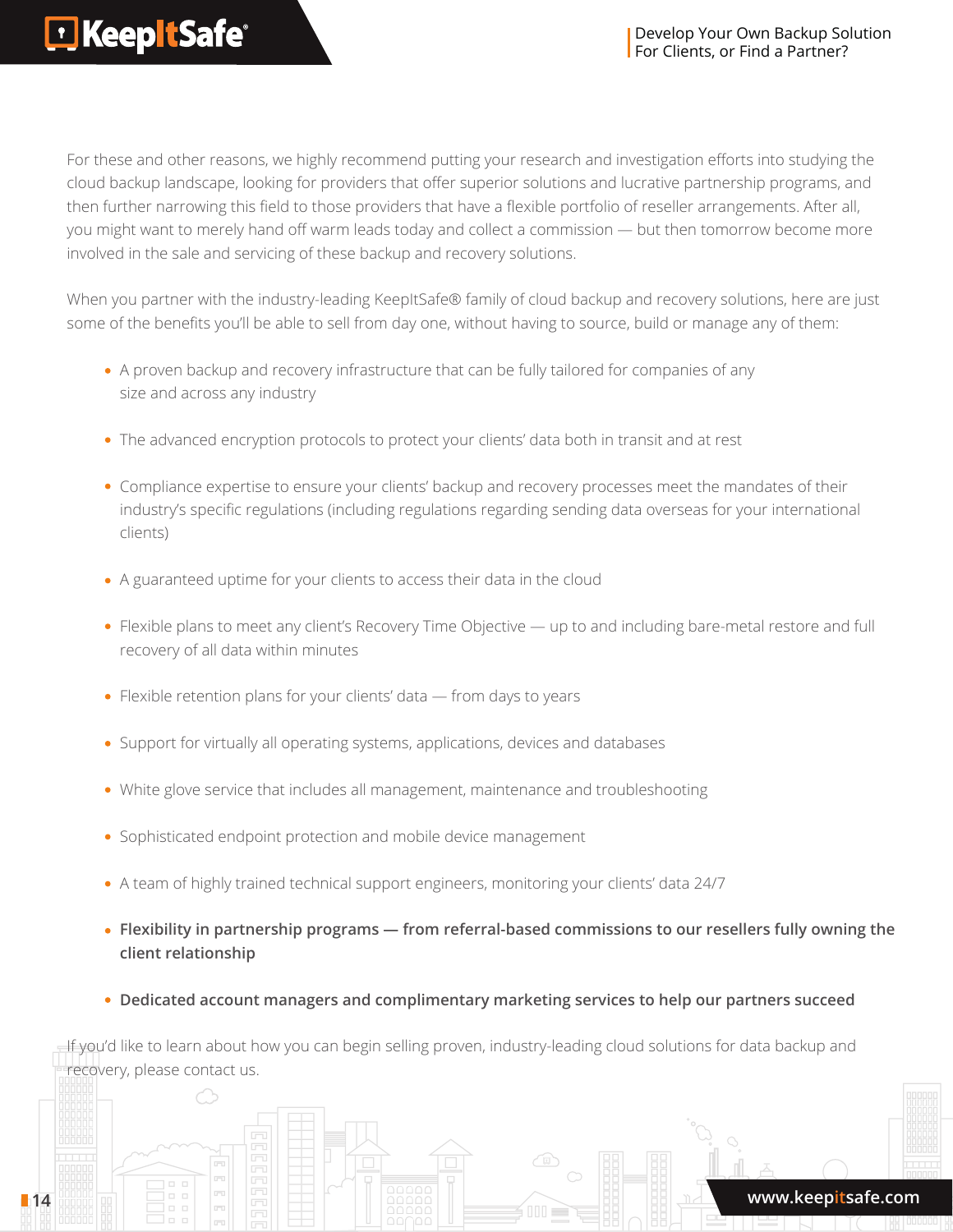For these and other reasons, we highly recommend putting your research and investigation efforts into studying the cloud backup landscape, looking for providers that offer superior solutions and lucrative partnership programs, and then further narrowing this field to those providers that have a flexible portfolio of reseller arrangements. After all, you might want to merely hand off warm leads today and collect a commission — but then tomorrow become more involved in the sale and servicing of these backup and recovery solutions.

When you partner with the industry-leading KeepItSafe® family of cloud backup and recovery solutions, here are just some of the benefits you'll be able to sell from day one, without having to source, build or manage any of them:

- A proven backup and recovery infrastructure that can be fully tailored for companies of any size and across any industry
- The advanced encryption protocols to protect your clients' data both in transit and at rest
- Compliance expertise to ensure your clients' backup and recovery processes meet the mandates of their industry's specific regulations (including regulations regarding sending data overseas for your international clients)
- A guaranteed uptime for your clients to access their data in the cloud
- Flexible plans to meet any client's Recovery Time Objective — up to and including bare-metal restore and full recovery of all data within minutes
- Flexible retention plans for your clients' data — from days to years
- Support for virtually all operating systems, applications, devices and databases
- White glove service that includes all management, maintenance and troubleshooting
- Sophisticated endpoint protection and mobile device management
- A team of highly trained technical support engineers, monitoring your clients' data 24/7
- **Flexibility in partnership programs — from referral-based commissions to our resellers fully owning the client relationship**
- **Dedicated account managers and complimentary marketing services to help our partners succeed**

If you'd like to learn about how you can begin selling proven, industry-leading cloud solutions for data backup and recovery, please contact us.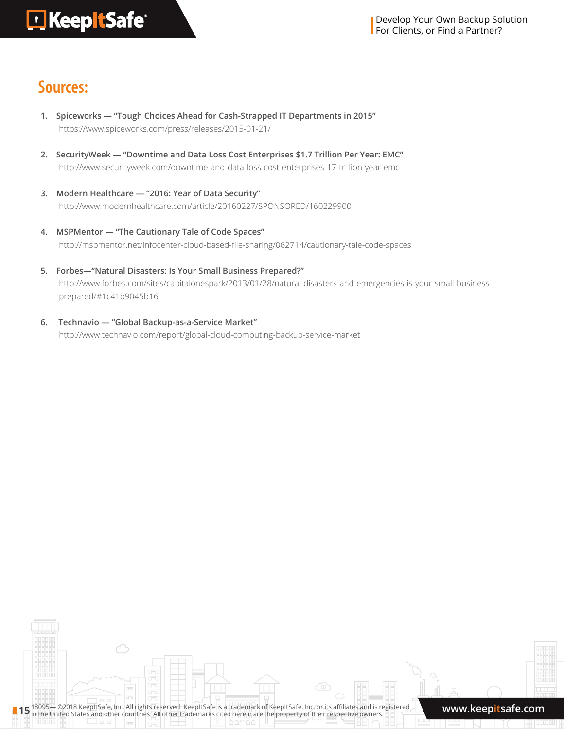# Sources:

1. **Spiceworks — "Tough Choices Ahead for Cash-Strapped IT Departments in 2015"**
   https://www.spiceworks.com/press/releases/2015-01-21/

2. **SecurityWeek — "Downtime and Data Loss Cost Enterprises $1.7 Trillion Per Year: EMC"**
   http://www.securityweek.com/downtime-and-data-loss-cost-enterprises-17-trillion-year-emc

3. **Modern Healthcare — "2016: Year of Data Security"**
   http://www.modernhealthcare.com/article/20160227/SPONSORED/160229900

4. **MSPMentor — "The Cautionary Tale of Code Spaces"**
   http://mspmentor.net/infocenter-cloud-based-file-sharing/062714/cautionary-tale-code-spaces

5. **Forbes—"Natural Disasters: Is Your Small Business Prepared?"**
   http://www.forbes.com/sites/capitalonespark/2013/01/28/natural-disasters-and-emergencies-is-your-small-business-prepared/#1c41b9045b16

6. **Technavio — "Global Backup-as-a-Service Market"**
   http://www.technavio.com/report/global-cloud-computing-backup-service-market

18095— ©2018 KeepItSafe, Inc. All rights reserved. KeepItSafe is a trademark of KeepItSafe, Inc. or its affiliates and is registered in the United States and other countries. All other trademarks cited herein are the property of their respective owners.

www.keepitsafe.com